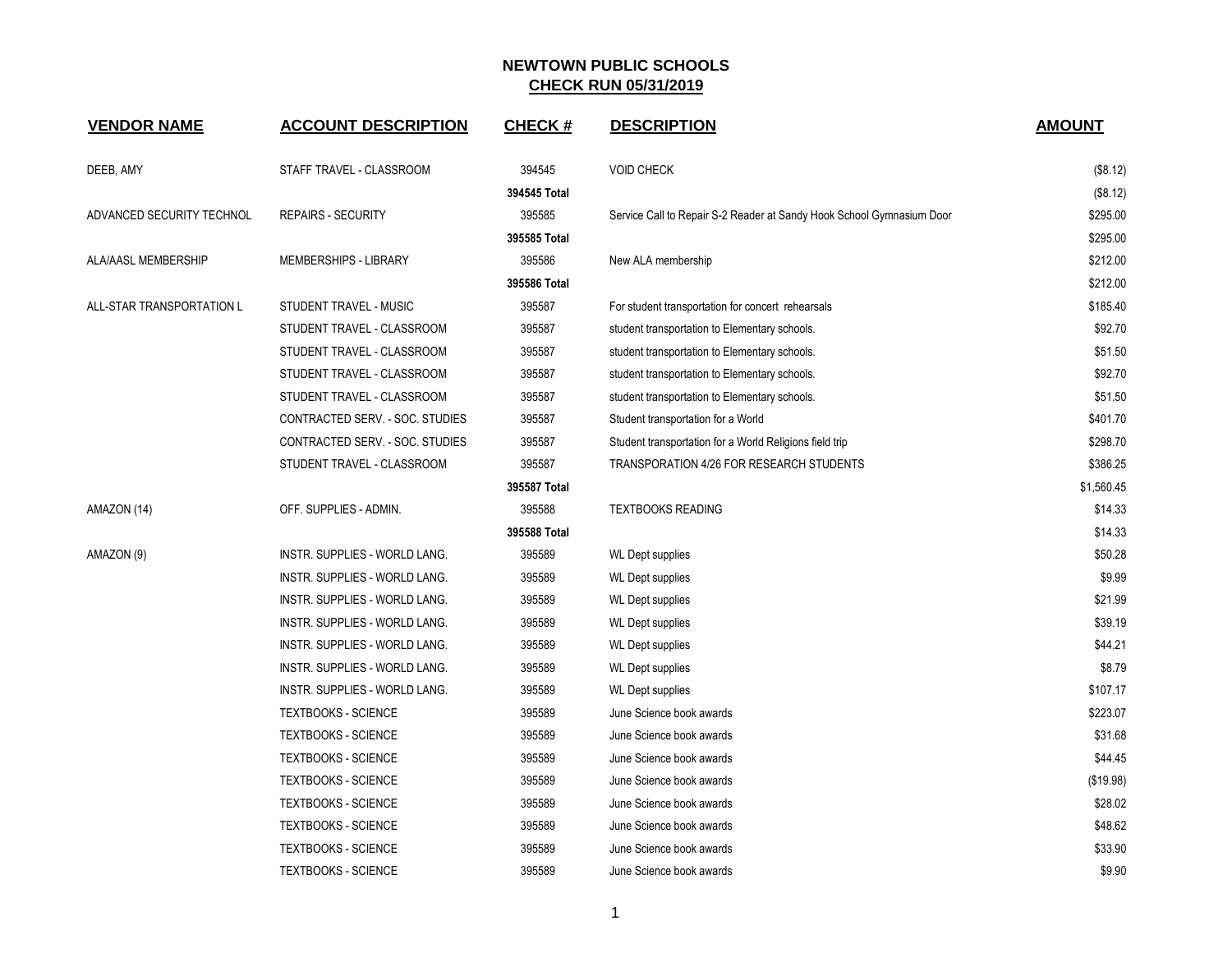# NEWTOWN PUBLIC SCHOOLS

## CHECK RUN 05/31/2019

| VENDOR NAME | ACCOUNT DESCRIPTION | CHECK # | DESCRIPTION | AMOUNT |
|---|---|---|---|---|
| DEEB, AMY | STAFF TRAVEL - CLASSROOM | 394545 | VOID CHECK | ($8.12) |
| | | 394545 Total | | ($8.12) |
| ADVANCED SECURITY TECHNOL | REPAIRS - SECURITY | 395585 | Service Call to Repair S-2 Reader at Sandy Hook School Gymnasium Door | $295.00 |
| | | 395585 Total | | $295.00 |
| ALA/AASL MEMBERSHIP | MEMBERSHIPS - LIBRARY | 395586 | New ALA membership | $212.00 |
| | | 395586 Total | | $212.00 |
| ALL-STAR TRANSPORTATION L | STUDENT TRAVEL - MUSIC | 395587 | For student transportation for concert rehearsals | $185.40 |
| | STUDENT TRAVEL - CLASSROOM | 395587 | student transportation to Elementary schools. | $92.70 |
| | STUDENT TRAVEL - CLASSROOM | 395587 | student transportation to Elementary schools. | $51.50 |
| | STUDENT TRAVEL - CLASSROOM | 395587 | student transportation to Elementary schools. | $92.70 |
| | STUDENT TRAVEL - CLASSROOM | 395587 | student transportation to Elementary schools. | $51.50 |
| | CONTRACTED SERV. - SOC. STUDIES | 395587 | Student transportation for a World | $401.70 |
| | CONTRACTED SERV. - SOC. STUDIES | 395587 | Student transportation for a World Religions field trip | $298.70 |
| | STUDENT TRAVEL - CLASSROOM | 395587 | TRANSPORATION 4/26 FOR RESEARCH STUDENTS | $386.25 |
| | | 395587 Total | | $1,560.45 |
| AMAZON (14) | OFF. SUPPLIES - ADMIN. | 395588 | TEXTBOOKS READING | $14.33 |
| | | 395588 Total | | $14.33 |
| AMAZON (9) | INSTR. SUPPLIES - WORLD LANG. | 395589 | WL Dept supplies | $50.28 |
| | INSTR. SUPPLIES - WORLD LANG. | 395589 | WL Dept supplies | $9.99 |
| | INSTR. SUPPLIES - WORLD LANG. | 395589 | WL Dept supplies | $21.99 |
| | INSTR. SUPPLIES - WORLD LANG. | 395589 | WL Dept supplies | $39.19 |
| | INSTR. SUPPLIES - WORLD LANG. | 395589 | WL Dept supplies | $44.21 |
| | INSTR. SUPPLIES - WORLD LANG. | 395589 | WL Dept supplies | $8.79 |
| | INSTR. SUPPLIES - WORLD LANG. | 395589 | WL Dept supplies | $107.17 |
| | TEXTBOOKS - SCIENCE | 395589 | June Science book awards | $223.07 |
| | TEXTBOOKS - SCIENCE | 395589 | June Science book awards | $31.68 |
| | TEXTBOOKS - SCIENCE | 395589 | June Science book awards | $44.45 |
| | TEXTBOOKS - SCIENCE | 395589 | June Science book awards | ($19.98) |
| | TEXTBOOKS - SCIENCE | 395589 | June Science book awards | $28.02 |
| | TEXTBOOKS - SCIENCE | 395589 | June Science book awards | $48.62 |
| | TEXTBOOKS - SCIENCE | 395589 | June Science book awards | $33.90 |
| | TEXTBOOKS - SCIENCE | 395589 | June Science book awards | $9.90 |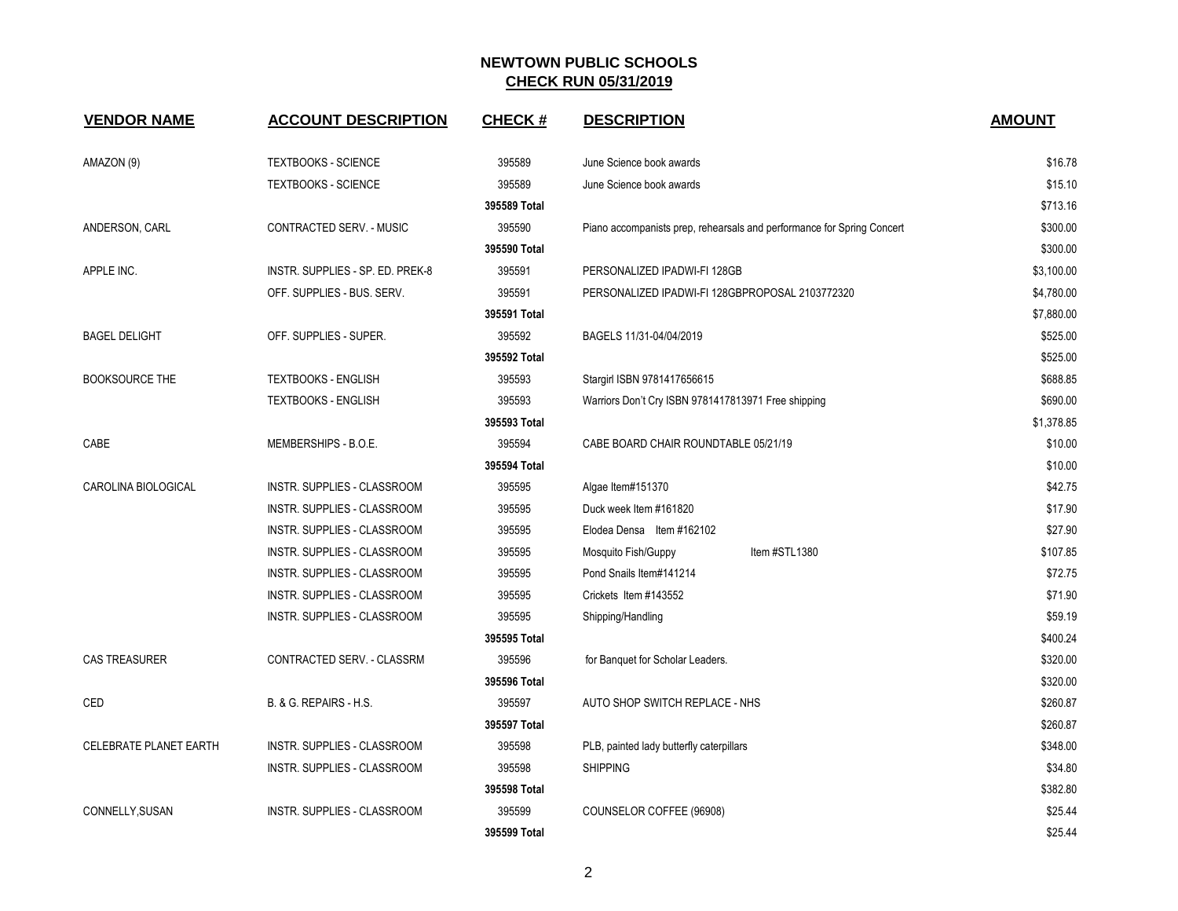## NEWTOWN PUBLIC SCHOOLS
## CHECK RUN 05/31/2019

| VENDOR NAME | ACCOUNT DESCRIPTION | CHECK # | DESCRIPTION | AMOUNT |
|---|---|---|---|---|
| AMAZON (9) | TEXTBOOKS - SCIENCE | 395589 | June Science book awards | $16.78 |
| | TEXTBOOKS - SCIENCE | 395589 | June Science book awards | $15.10 |
| | | **395589 Total** | | $713.16 |
| ANDERSON, CARL | CONTRACTED SERV. - MUSIC | 395590 | Piano accompanists prep, rehearsals and performance for Spring Concert | $300.00 |
| | | **395590 Total** | | $300.00 |
| APPLE INC. | INSTR. SUPPLIES - SP. ED. PREK-8 | 395591 | PERSONALIZED IPADWI-FI 128GB | $3,100.00 |
| | OFF. SUPPLIES - BUS. SERV. | 395591 | PERSONALIZED IPADWI-FI 128GBPROPOSAL 2103772320 | $4,780.00 |
| | | **395591 Total** | | $7,880.00 |
| BAGEL DELIGHT | OFF. SUPPLIES - SUPER. | 395592 | BAGELS 11/31-04/04/2019 | $525.00 |
| | | **395592 Total** | | $525.00 |
| BOOKSOURCE THE | TEXTBOOKS - ENGLISH | 395593 | Stargirl ISBN 9781417656615 | $688.85 |
| | TEXTBOOKS - ENGLISH | 395593 | Warriors Don't Cry ISBN 9781417813971 Free shipping | $690.00 |
| | | **395593 Total** | | $1,378.85 |
| CABE | MEMBERSHIPS - B.O.E. | 395594 | CABE BOARD CHAIR ROUNDTABLE 05/21/19 | $10.00 |
| | | **395594 Total** | | $10.00 |
| CAROLINA BIOLOGICAL | INSTR. SUPPLIES - CLASSROOM | 395595 | Algae Item#151370 | $42.75 |
| | INSTR. SUPPLIES - CLASSROOM | 395595 | Duck week Item #161820 | $17.90 |
| | INSTR. SUPPLIES - CLASSROOM | 395595 | Elodea Densa Item #162102 | $27.90 |
| | INSTR. SUPPLIES - CLASSROOM | 395595 | Mosquito Fish/Guppy Item #STL1380 | $107.85 |
| | INSTR. SUPPLIES - CLASSROOM | 395595 | Pond Snails Item#141214 | $72.75 |
| | INSTR. SUPPLIES - CLASSROOM | 395595 | Crickets Item #143552 | $71.90 |
| | INSTR. SUPPLIES - CLASSROOM | 395595 | Shipping/Handling | $59.19 |
| | | **395595 Total** | | $400.24 |
| CAS TREASURER | CONTRACTED SERV. - CLASSRM | 395596 | for Banquet for Scholar Leaders. | $320.00 |
| | | **395596 Total** | | $320.00 |
| CED | B. & G. REPAIRS - H.S. | 395597 | AUTO SHOP SWITCH REPLACE - NHS | $260.87 |
| | | **395597 Total** | | $260.87 |
| CELEBRATE PLANET EARTH | INSTR. SUPPLIES - CLASSROOM | 395598 | PLB, painted lady butterfly caterpillars | $348.00 |
| | INSTR. SUPPLIES - CLASSROOM | 395598 | SHIPPING | $34.80 |
| | | **395598 Total** | | $382.80 |
| CONNELLY,SUSAN | INSTR. SUPPLIES - CLASSROOM | 395599 | COUNSELOR COFFEE (96908) | $25.44 |
| | | **395599 Total** | | $25.44 |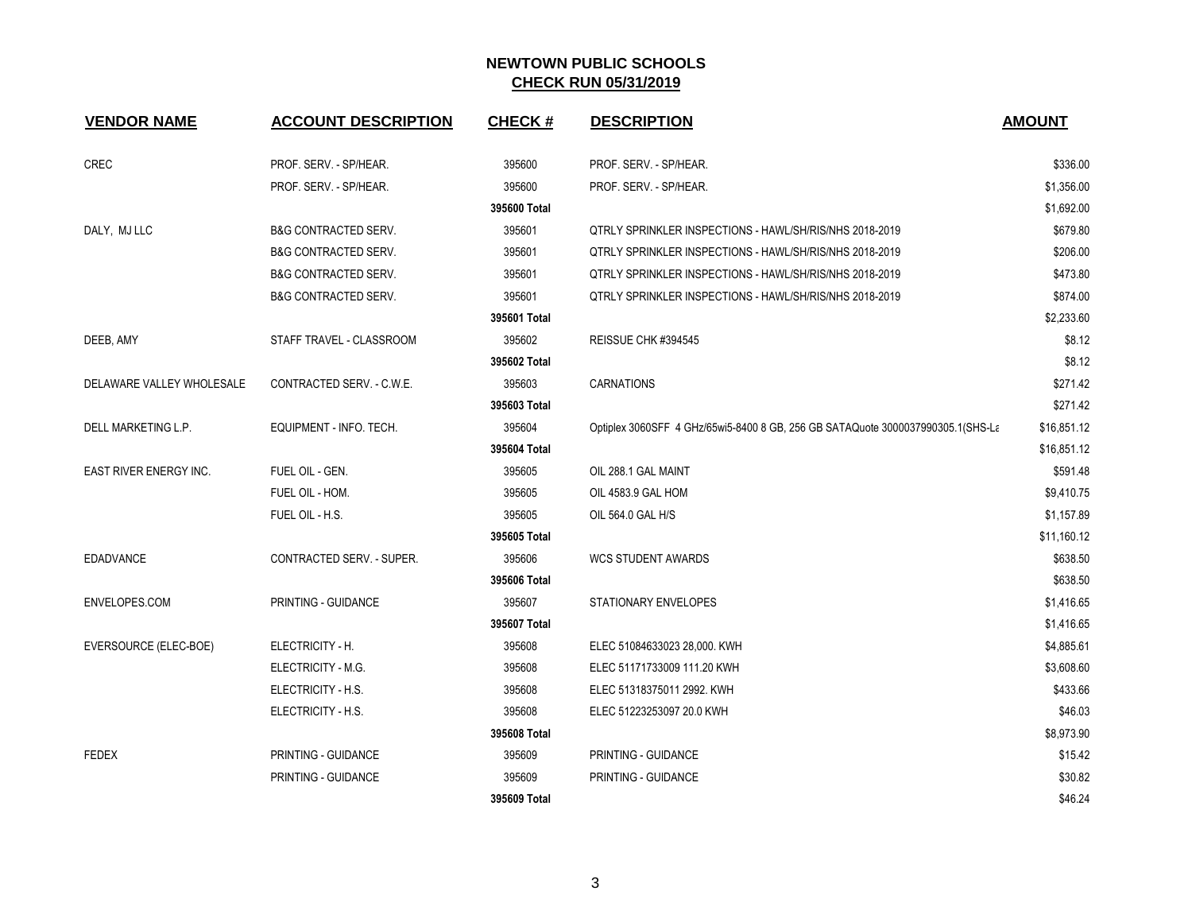# NEWTOWN PUBLIC SCHOOLS

## CHECK RUN 05/31/2019

| VENDOR NAME | ACCOUNT DESCRIPTION | CHECK # | DESCRIPTION | AMOUNT |
|---|---|---|---|---|
| CREC | PROF. SERV. - SP/HEAR. | 395600 | PROF. SERV. - SP/HEAR. | $336.00 |
| | PROF. SERV. - SP/HEAR. | 395600 | PROF. SERV. - SP/HEAR. | $1,356.00 |
| | | 395600 Total | | $1,692.00 |
| DALY, MJ LLC | B&G CONTRACTED SERV. | 395601 | QTRLY SPRINKLER INSPECTIONS - HAWL/SH/RIS/NHS 2018-2019 | $679.80 |
| | B&G CONTRACTED SERV. | 395601 | QTRLY SPRINKLER INSPECTIONS - HAWL/SH/RIS/NHS 2018-2019 | $206.00 |
| | B&G CONTRACTED SERV. | 395601 | QTRLY SPRINKLER INSPECTIONS - HAWL/SH/RIS/NHS 2018-2019 | $473.80 |
| | B&G CONTRACTED SERV. | 395601 | QTRLY SPRINKLER INSPECTIONS - HAWL/SH/RIS/NHS 2018-2019 | $874.00 |
| | | 395601 Total | | $2,233.60 |
| DEEB, AMY | STAFF TRAVEL - CLASSROOM | 395602 | REISSUE CHK #394545 | $8.12 |
| | | 395602 Total | | $8.12 |
| DELAWARE VALLEY WHOLESALE | CONTRACTED SERV. - C.W.E. | 395603 | CARNATIONS | $271.42 |
| | | 395603 Total | | $271.42 |
| DELL MARKETING L.P. | EQUIPMENT - INFO. TECH. | 395604 | Optiplex 3060SFF 4 GHz/65wi5-8400 8 GB, 256 GB SATAQuote 3000037990305.1(SHS-La | $16,851.12 |
| | | 395604 Total | | $16,851.12 |
| EAST RIVER ENERGY INC. | FUEL OIL - GEN. | 395605 | OIL 288.1 GAL MAINT | $591.48 |
| | FUEL OIL - HOM. | 395605 | OIL 4583.9 GAL HOM | $9,410.75 |
| | FUEL OIL - H.S. | 395605 | OIL 564.0 GAL H/S | $1,157.89 |
| | | 395605 Total | | $11,160.12 |
| EDADVANCE | CONTRACTED SERV. - SUPER. | 395606 | WCS STUDENT AWARDS | $638.50 |
| | | 395606 Total | | $638.50 |
| ENVELOPES.COM | PRINTING - GUIDANCE | 395607 | STATIONARY ENVELOPES | $1,416.65 |
| | | 395607 Total | | $1,416.65 |
| EVERSOURCE (ELEC-BOE) | ELECTRICITY - H. | 395608 | ELEC 51084633023 28,000. KWH | $4,885.61 |
| | ELECTRICITY - M.G. | 395608 | ELEC 51171733009 111.20 KWH | $3,608.60 |
| | ELECTRICITY - H.S. | 395608 | ELEC 51318375011 2992. KWH | $433.66 |
| | ELECTRICITY - H.S. | 395608 | ELEC 51223253097 20.0 KWH | $46.03 |
| | | 395608 Total | | $8,973.90 |
| FEDEX | PRINTING - GUIDANCE | 395609 | PRINTING - GUIDANCE | $15.42 |
| | PRINTING - GUIDANCE | 395609 | PRINTING - GUIDANCE | $30.82 |
| | | 395609 Total | | $46.24 |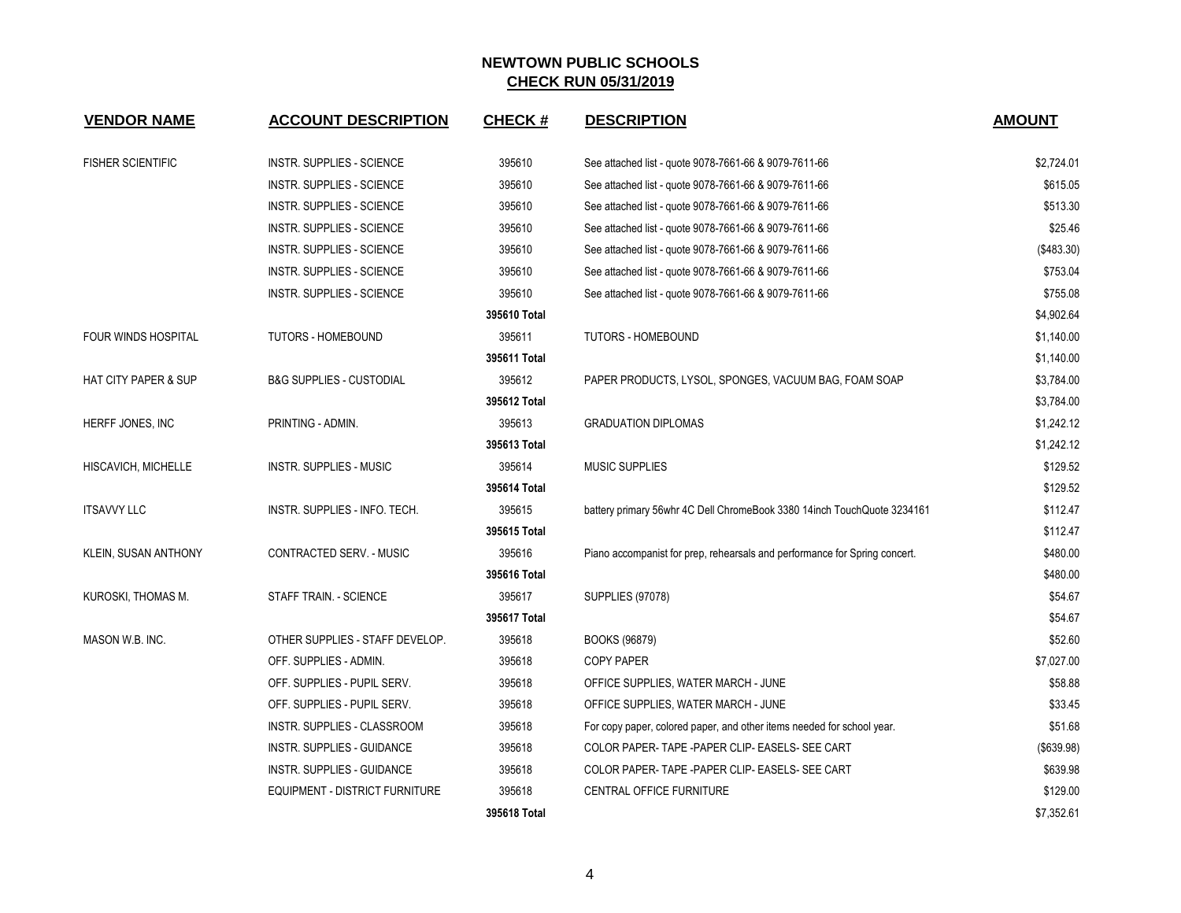## NEWTOWN PUBLIC SCHOOLS
## CHECK RUN 05/31/2019

| VENDOR NAME | ACCOUNT DESCRIPTION | CHECK # | DESCRIPTION | AMOUNT |
|---|---|---|---|---|
| FISHER SCIENTIFIC | INSTR. SUPPLIES - SCIENCE | 395610 | See attached list - quote 9078-7661-66 & 9079-7611-66 | $2,724.01 |
| | INSTR. SUPPLIES - SCIENCE | 395610 | See attached list - quote 9078-7661-66 & 9079-7611-66 | $615.05 |
| | INSTR. SUPPLIES - SCIENCE | 395610 | See attached list - quote 9078-7661-66 & 9079-7611-66 | $513.30 |
| | INSTR. SUPPLIES - SCIENCE | 395610 | See attached list - quote 9078-7661-66 & 9079-7611-66 | $25.46 |
| | INSTR. SUPPLIES - SCIENCE | 395610 | See attached list - quote 9078-7661-66 & 9079-7611-66 | ($483.30) |
| | INSTR. SUPPLIES - SCIENCE | 395610 | See attached list - quote 9078-7661-66 & 9079-7611-66 | $753.04 |
| | INSTR. SUPPLIES - SCIENCE | 395610 | See attached list - quote 9078-7661-66 & 9079-7611-66 | $755.08 |
| | | 395610 Total | | $4,902.64 |
| FOUR WINDS HOSPITAL | TUTORS - HOMEBOUND | 395611 | TUTORS - HOMEBOUND | $1,140.00 |
| | | 395611 Total | | $1,140.00 |
| HAT CITY PAPER & SUP | B&G SUPPLIES - CUSTODIAL | 395612 | PAPER PRODUCTS, LYSOL, SPONGES, VACUUM BAG, FOAM SOAP | $3,784.00 |
| | | 395612 Total | | $3,784.00 |
| HERFF JONES, INC | PRINTING - ADMIN. | 395613 | GRADUATION DIPLOMAS | $1,242.12 |
| | | 395613 Total | | $1,242.12 |
| HISCAVICH, MICHELLE | INSTR. SUPPLIES - MUSIC | 395614 | MUSIC SUPPLIES | $129.52 |
| | | 395614 Total | | $129.52 |
| ITSAVVY LLC | INSTR. SUPPLIES - INFO. TECH. | 395615 | battery primary 56whr 4C Dell ChromeBook 3380 14inch TouchQuote 3234161 | $112.47 |
| | | 395615 Total | | $112.47 |
| KLEIN, SUSAN ANTHONY | CONTRACTED SERV. - MUSIC | 395616 | Piano accompanist for prep, rehearsals and performance for Spring concert. | $480.00 |
| | | 395616 Total | | $480.00 |
| KUROSKI, THOMAS M. | STAFF TRAIN. - SCIENCE | 395617 | SUPPLIES (97078) | $54.67 |
| | | 395617 Total | | $54.67 |
| MASON W.B. INC. | OTHER SUPPLIES - STAFF DEVELOP. | 395618 | BOOKS (96879) | $52.60 |
| | OFF. SUPPLIES - ADMIN. | 395618 | COPY PAPER | $7,027.00 |
| | OFF. SUPPLIES - PUPIL SERV. | 395618 | OFFICE SUPPLIES, WATER MARCH - JUNE | $58.88 |
| | OFF. SUPPLIES - PUPIL SERV. | 395618 | OFFICE SUPPLIES, WATER MARCH - JUNE | $33.45 |
| | INSTR. SUPPLIES - CLASSROOM | 395618 | For copy paper, colored paper, and other items needed for school year. | $51.68 |
| | INSTR. SUPPLIES - GUIDANCE | 395618 | COLOR PAPER- TAPE -PAPER CLIP- EASELS- SEE CART | ($639.98) |
| | INSTR. SUPPLIES - GUIDANCE | 395618 | COLOR PAPER- TAPE -PAPER CLIP- EASELS- SEE CART | $639.98 |
| | EQUIPMENT - DISTRICT FURNITURE | 395618 | CENTRAL OFFICE FURNITURE | $129.00 |
| | | 395618 Total | | $7,352.61 |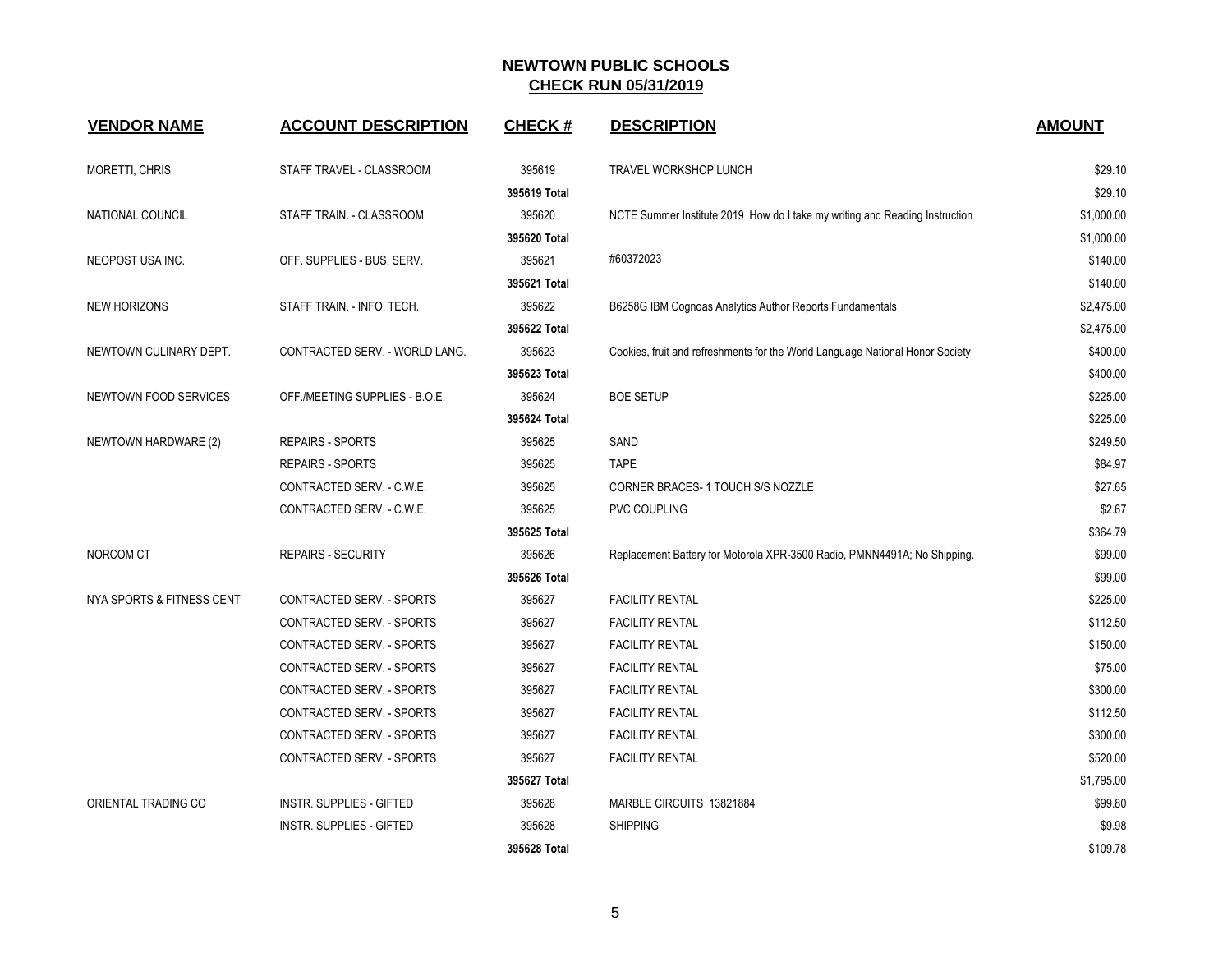# NEWTOWN PUBLIC SCHOOLS

## CHECK RUN 05/31/2019

| VENDOR NAME | ACCOUNT DESCRIPTION | CHECK # | DESCRIPTION | AMOUNT |
|---|---|---|---|---|
| MORETTI, CHRIS | STAFF TRAVEL - CLASSROOM | 395619 | TRAVEL WORKSHOP LUNCH | $29.10 |
| | | 395619 Total | | $29.10 |
| NATIONAL COUNCIL | STAFF TRAIN. - CLASSROOM | 395620 | NCTE Summer Institute 2019 How do I take my writing and Reading Instruction | $1,000.00 |
| | | 395620 Total | | $1,000.00 |
| NEOPOST USA INC. | OFF. SUPPLIES - BUS. SERV. | 395621 | #60372023 | $140.00 |
| | | 395621 Total | | $140.00 |
| NEW HORIZONS | STAFF TRAIN. - INFO. TECH. | 395622 | B6258G IBM Cognoas Analytics Author Reports Fundamentals | $2,475.00 |
| | | 395622 Total | | $2,475.00 |
| NEWTOWN CULINARY DEPT. | CONTRACTED SERV. - WORLD LANG. | 395623 | Cookies, fruit and refreshments for the World Language National Honor Society | $400.00 |
| | | 395623 Total | | $400.00 |
| NEWTOWN FOOD SERVICES | OFF./MEETING SUPPLIES - B.O.E. | 395624 | BOE SETUP | $225.00 |
| | | 395624 Total | | $225.00 |
| NEWTOWN HARDWARE (2) | REPAIRS - SPORTS | 395625 | SAND | $249.50 |
| | REPAIRS - SPORTS | 395625 | TAPE | $84.97 |
| | CONTRACTED SERV. - C.W.E. | 395625 | CORNER BRACES- 1 TOUCH S/S NOZZLE | $27.65 |
| | CONTRACTED SERV. - C.W.E. | 395625 | PVC COUPLING | $2.67 |
| | | 395625 Total | | $364.79 |
| NORCOM CT | REPAIRS - SECURITY | 395626 | Replacement Battery for Motorola XPR-3500 Radio, PMNN4491A; No Shipping. | $99.00 |
| | | 395626 Total | | $99.00 |
| NYA SPORTS & FITNESS CENT | CONTRACTED SERV. - SPORTS | 395627 | FACILITY RENTAL | $225.00 |
| | CONTRACTED SERV. - SPORTS | 395627 | FACILITY RENTAL | $112.50 |
| | CONTRACTED SERV. - SPORTS | 395627 | FACILITY RENTAL | $150.00 |
| | CONTRACTED SERV. - SPORTS | 395627 | FACILITY RENTAL | $75.00 |
| | CONTRACTED SERV. - SPORTS | 395627 | FACILITY RENTAL | $300.00 |
| | CONTRACTED SERV. - SPORTS | 395627 | FACILITY RENTAL | $112.50 |
| | CONTRACTED SERV. - SPORTS | 395627 | FACILITY RENTAL | $300.00 |
| | CONTRACTED SERV. - SPORTS | 395627 | FACILITY RENTAL | $520.00 |
| | | 395627 Total | | $1,795.00 |
| ORIENTAL TRADING CO | INSTR. SUPPLIES - GIFTED | 395628 | MARBLE CIRCUITS 13821884 | $99.80 |
| | INSTR. SUPPLIES - GIFTED | 395628 | SHIPPING | $9.98 |
| | | 395628 Total | | $109.78 |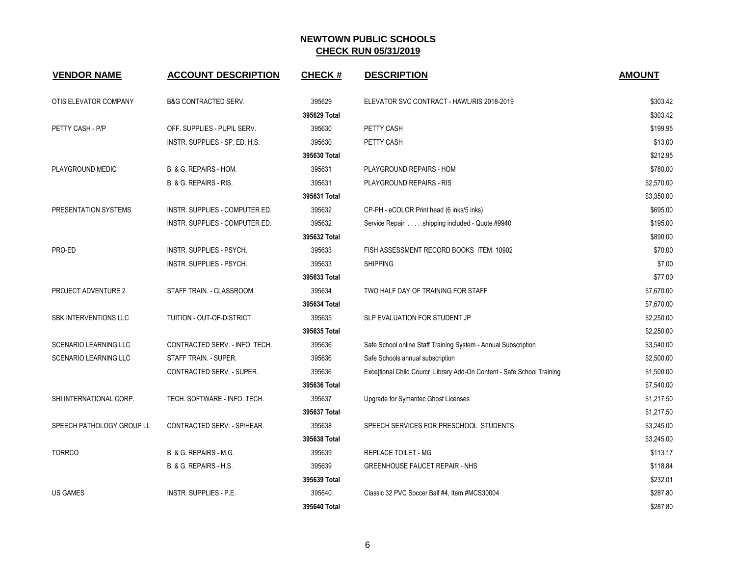# NEWTOWN PUBLIC SCHOOLS

## CHECK RUN 05/31/2019

| VENDOR NAME | ACCOUNT DESCRIPTION | CHECK # | DESCRIPTION | AMOUNT |
|---|---|---|---|---|
| OTIS ELEVATOR COMPANY | B&G CONTRACTED SERV. | 395629 | ELEVATOR SVC CONTRACT - HAWL/RIS 2018-2019 | $303.42 |
| | | 395629 Total | | $303.42 |
| PETTY CASH - P/P | OFF. SUPPLIES - PUPIL SERV. | 395630 | PETTY CASH | $199.95 |
| | INSTR. SUPPLIES - SP. ED. H.S. | 395630 | PETTY CASH | $13.00 |
| | | 395630 Total | | $212.95 |
| PLAYGROUND MEDIC | B. & G. REPAIRS - HOM. | 395631 | PLAYGROUND REPAIRS - HOM | $780.00 |
| | B. & G. REPAIRS - RIS. | 395631 | PLAYGROUND REPAIRS - RIS | $2,570.00 |
| | | 395631 Total | | $3,350.00 |
| PRESENTATION SYSTEMS | INSTR. SUPPLIES - COMPUTER ED. | 395632 | CP-PH - eCOLOR Print head (6 inks/5 inks) | $695.00 |
| | INSTR. SUPPLIES - COMPUTER ED. | 395632 | Service Repair . . . . .shipping included - Quote #9940 | $195.00 |
| | | 395632 Total | | $890.00 |
| PRO-ED | INSTR. SUPPLIES - PSYCH. | 395633 | FISH ASSESSMENT RECORD BOOKS ITEM: 10902 | $70.00 |
| | INSTR. SUPPLIES - PSYCH. | 395633 | SHIPPING | $7.00 |
| | | 395633 Total | | $77.00 |
| PROJECT ADVENTURE 2 | STAFF TRAIN. - CLASSROOM | 395634 | TWO HALF DAY OF TRAINING FOR STAFF | $7,670.00 |
| | | 395634 Total | | $7,670.00 |
| SBK INTERVENTIONS LLC | TUITION - OUT-OF-DISTRICT | 395635 | SLP EVALUATION FOR STUDENT JP | $2,250.00 |
| | | 395635 Total | | $2,250.00 |
| SCENARIO LEARNING LLC | CONTRACTED SERV. - INFO. TECH. | 395636 | Safe School online Staff Training System - Annual Subscription | $3,540.00 |
| SCENARIO LEARNING LLC | STAFF TRAIN. - SUPER. | 395636 | Safe Schools annual subscription | $2,500.00 |
| | CONTRACTED SERV. - SUPER. | 395636 | Exce[tional Child Courcr Library Add-On Content - Safe School Training | $1,500.00 |
| | | 395636 Total | | $7,540.00 |
| SHI INTERNATIONAL CORP. | TECH. SOFTWARE - INFO. TECH. | 395637 | Upgrade for Symantec Ghost Licenses | $1,217.50 |
| | | 395637 Total | | $1,217.50 |
| SPEECH PATHOLOGY GROUP LL | CONTRACTED SERV. - SP/HEAR. | 395638 | SPEECH SERVICES FOR PRESCHOOL STUDENTS | $3,245.00 |
| | | 395638 Total | | $3,245.00 |
| TORRCO | B. & G. REPAIRS - M.G. | 395639 | REPLACE TOILET - MG | $113.17 |
| | B. & G. REPAIRS - H.S. | 395639 | GREENHOUSE FAUCET REPAIR - NHS | $118.84 |
| | | 395639 Total | | $232.01 |
| US GAMES | INSTR. SUPPLIES - P.E. | 395640 | Classic 32 PVC Soccer Ball #4, Item #MCS30004 | $287.80 |
| | | 395640 Total | | $287.80 |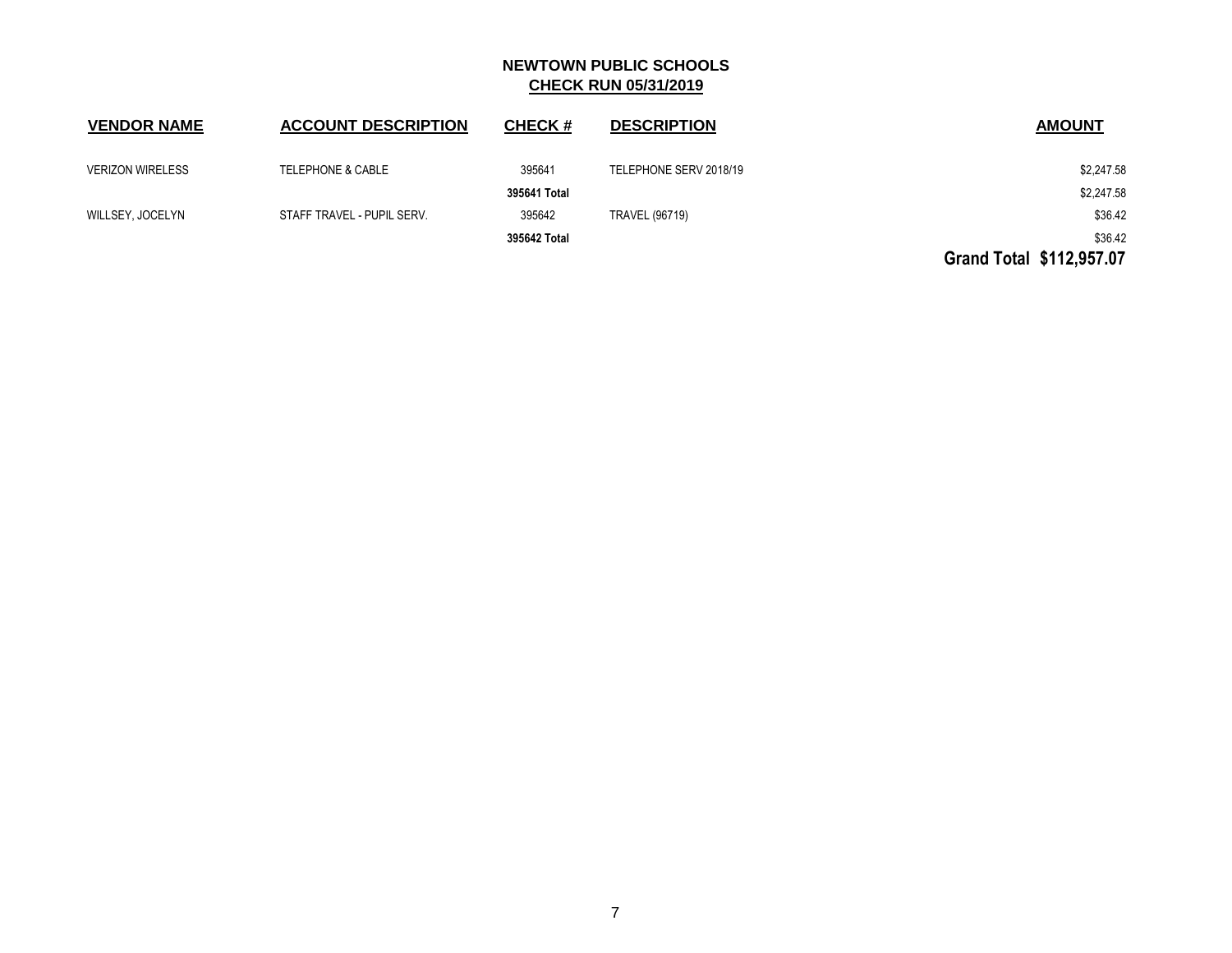**NEWTOWN PUBLIC SCHOOLS**
**CHECK RUN 05/31/2019**

| VENDOR NAME | ACCOUNT DESCRIPTION | CHECK # | DESCRIPTION | AMOUNT |
|---|---|---|---|---|
| VERIZON WIRELESS | TELEPHONE & CABLE | 395641 | TELEPHONE SERV 2018/19 | $2,247.58 |
| | | **395641 Total** | | $2,247.58 |
| WILLSEY, JOCELYN | STAFF TRAVEL - PUPIL SERV. | 395642 | TRAVEL (96719) | $36.42 |
| | | **395642 Total** | | $36.42 |
| | | | **Grand Total** | **$112,957.07** |